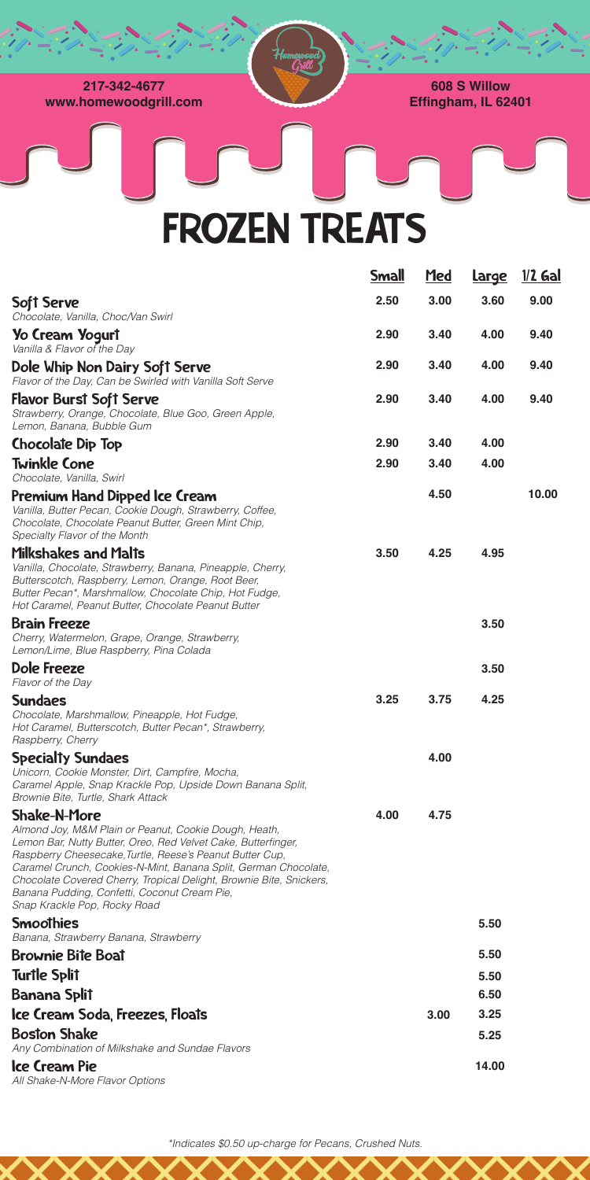217-342-4677
www.homewoodgrill.com

608 S Willow
Effingham, IL 62401

# FROZEN TREATS

| | Small | Med | Large | 1/2 Gal |
|---|---|---|---|---|
| **Soft Serve**<br>*Chocolate, Vanilla, Choc/Van Swirl* | 2.50 | 3.00 | 3.60 | 9.00 |
| **Yo Cream Yogurt**<br>*Vanilla & Flavor of the Day* | 2.90 | 3.40 | 4.00 | 9.40 |
| **Dole Whip Non Dairy Soft Serve**<br>*Flavor of the Day, Can be Swirled with Vanilla Soft Serve* | 2.90 | 3.40 | 4.00 | 9.40 |
| **Flavor Burst Soft Serve**<br>*Strawberry, Orange, Chocolate, Blue Goo, Green Apple, Lemon, Banana, Bubble Gum* | 2.90 | 3.40 | 4.00 | 9.40 |
| **Chocolate Dip Top** | 2.90 | 3.40 | 4.00 | |
| **Twinkle Cone**<br>*Chocolate, Vanilla, Swirl* | 2.90 | 3.40 | 4.00 | |
| **Premium Hand Dipped Ice Cream**<br>*Vanilla, Butter Pecan, Cookie Dough, Strawberry, Coffee, Chocolate, Chocolate Peanut Butter, Green Mint Chip, Specialty Flavor of the Month* | | 4.50 | | 10.00 |
| **Milkshakes and Malts**<br>*Vanilla, Chocolate, Strawberry, Banana, Pineapple, Cherry, Butterscotch, Raspberry, Lemon, Orange, Root Beer, Butter Pecan*, Marshmallow, Chocolate Chip, Hot Fudge, Hot Caramel, Peanut Butter, Chocolate Peanut Butter* | 3.50 | 4.25 | 4.95 | |
| **Brain Freeze**<br>*Cherry, Watermelon, Grape, Orange, Strawberry, Lemon/Lime, Blue Raspberry, Pina Colada* | | | 3.50 | |
| **Dole Freeze**<br>*Flavor of the Day* | | | 3.50 | |
| **Sundaes**<br>*Chocolate, Marshmallow, Pineapple, Hot Fudge, Hot Caramel, Butterscotch, Butter Pecan*, Strawberry, Raspberry, Cherry* | 3.25 | 3.75 | 4.25 | |
| **Specialty Sundaes**<br>*Unicorn, Cookie Monster, Dirt, Campfire, Mocha, Caramel Apple, Snap Krackle Pop, Upside Down Banana Split, Brownie Bite, Turtle, Shark Attack* | | 4.00 | | |
| **Shake-N-More**<br>*Almond Joy, M&M Plain or Peanut, Cookie Dough, Heath, Lemon Bar, Nutty Butter, Oreo, Red Velvet Cake, Butterfinger, Raspberry Cheesecake, Turtle, Reese's Peanut Butter Cup, Caramel Crunch, Cookies-N-Mint, Banana Split, German Chocolate, Chocolate Covered Cherry, Tropical Delight, Brownie Bite, Snickers, Banana Pudding, Confetti, Coconut Cream Pie, Snap Krackle Pop, Rocky Road* | 4.00 | 4.75 | | |
| **Smoothies**<br>*Banana, Strawberry Banana, Strawberry* | | | 5.50 | |
| **Brownie Bite Boat** | | | 5.50 | |
| **Turtle Split** | | | 5.50 | |
| **Banana Split** | | | 6.50 | |
| **Ice Cream Soda, Freezes, Floats** | | 3.00 | 3.25 | |
| **Boston Shake**<br>*Any Combination of Milkshake and Sundae Flavors* | | | 5.25 | |
| **Ice Cream Pie**<br>*All Shake-N-More Flavor Options* | | | 14.00 | |

*\*Indicates $0.50 up-charge for Pecans, Crushed Nuts.*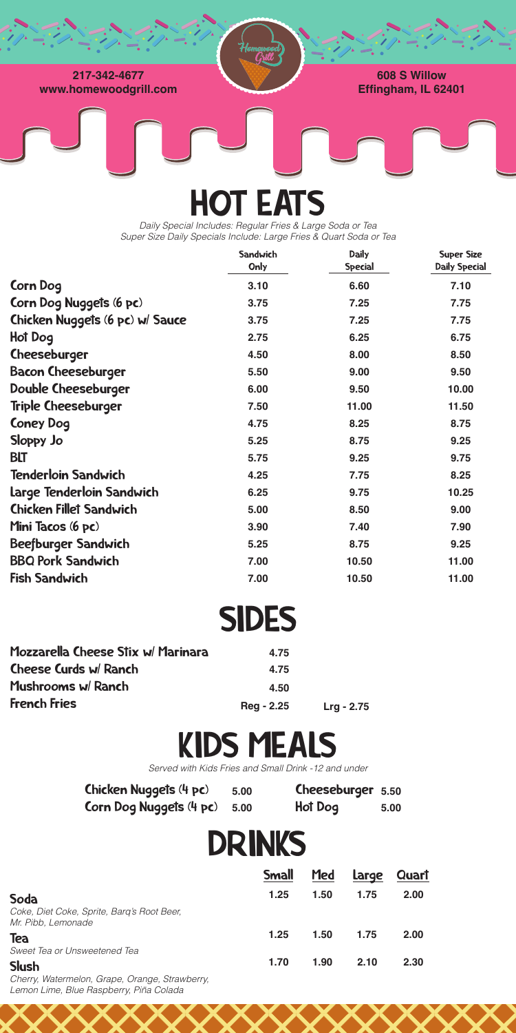217-342-4677
www.homewoodgrill.com

608 S Willow
Effingham, IL 62401

# HOT EATS

*Daily Special Includes: Regular Fries & Large Soda or Tea*
*Super Size Daily Specials Include: Large Fries & Quart Soda or Tea*

| | Sandwich Only | Daily Special | Super Size Daily Special |
|---|---|---|---|
| Corn Dog | 3.10 | 6.60 | 7.10 |
| Corn Dog Nuggets (6 pc) | 3.75 | 7.25 | 7.75 |
| Chicken Nuggets (6 pc) w/ Sauce | 3.75 | 7.25 | 7.75 |
| Hot Dog | 2.75 | 6.25 | 6.75 |
| Cheeseburger | 4.50 | 8.00 | 8.50 |
| Bacon Cheeseburger | 5.50 | 9.00 | 9.50 |
| Double Cheeseburger | 6.00 | 9.50 | 10.00 |
| Triple Cheeseburger | 7.50 | 11.00 | 11.50 |
| Coney Dog | 4.75 | 8.25 | 8.75 |
| Sloppy Jo | 5.25 | 8.75 | 9.25 |
| BLT | 5.75 | 9.25 | 9.75 |
| Tenderloin Sandwich | 4.25 | 7.75 | 8.25 |
| Large Tenderloin Sandwich | 6.25 | 9.75 | 10.25 |
| Chicken Fillet Sandwich | 5.00 | 8.50 | 9.00 |
| Mini Tacos (6 pc) | 3.90 | 7.40 | 7.90 |
| Beefburger Sandwich | 5.25 | 8.75 | 9.25 |
| BBQ Pork Sandwich | 7.00 | 10.50 | 11.00 |
| Fish Sandwich | 7.00 | 10.50 | 11.00 |

# SIDES

| | | |
|---|---|---|
| Mozzarella Cheese Stix w/ Marinara | 4.75 | |
| Cheese Curds w/ Ranch | 4.75 | |
| Mushrooms w/ Ranch | 4.50 | |
| French Fries | Reg - 2.25 | Lrg - 2.75 |

# KIDS MEALS

*Served with Kids Fries and Small Drink -12 and under*

| | | | |
|---|---|---|---|
| Chicken Nuggets (4 pc) | 5.00 | Cheeseburger | 5.50 |
| Corn Dog Nuggets (4 pc) | 5.00 | Hot Dog | 5.00 |

# DRINKS

| | Small | Med | Large | Quart |
|---|---|---|---|---|
| **Soda**<br>*Coke, Diet Coke, Sprite, Barq's Root Beer, Mr. Pibb, Lemonade* | 1.25 | 1.50 | 1.75 | 2.00 |
| **Tea**<br>*Sweet Tea or Unsweetened Tea* | 1.25 | 1.50 | 1.75 | 2.00 |
| **Slush**<br>*Cherry, Watermelon, Grape, Orange, Strawberry, Lemon Lime, Blue Raspberry, Piña Colada* | 1.70 | 1.90 | 2.10 | 2.30 |